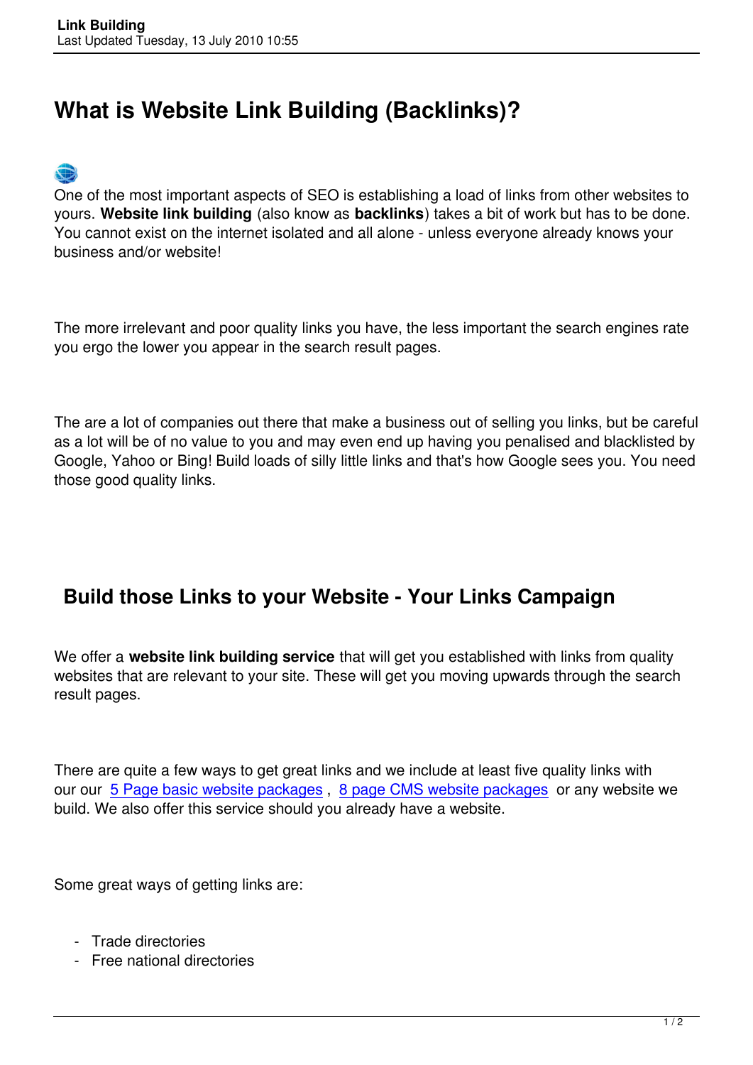# What is Website Link Building (Backlinks)?

One of the most important aspects of SEO is establishing a load of links from other websites to yours. **Website link building** (also know as **backlinks**) takes a bit of work but has to be done. You cannot exist on the internet isolated and all alone - unless everyone already knows your business and/or website!

The more irrelevant and poor quality links you have, the less important the search engines rate you ergo the lower you appear in the search result pages.

The are a lot of companies out there that make a business out of selling you links, but be careful as a lot will be of no value to you and may even end up having you penalised and blacklisted by Google, Yahoo or Bing! Build loads of silly little links and that's how Google sees you. You need those good quality links.

## Build those Links to your Website - Your Links Campaign

We offer a **website link building service** that will get you established with links from quality websites that are relevant to your site. These will get you moving upwards through the search result pages.

There are quite a few ways to get great links and we include at least five quality links with our our 5 Page basic website packages , 8 page CMS website packages or any website we build. We also offer this service should you already have a website.

Some great ways of getting links are:

- Trade directories
- Free national directories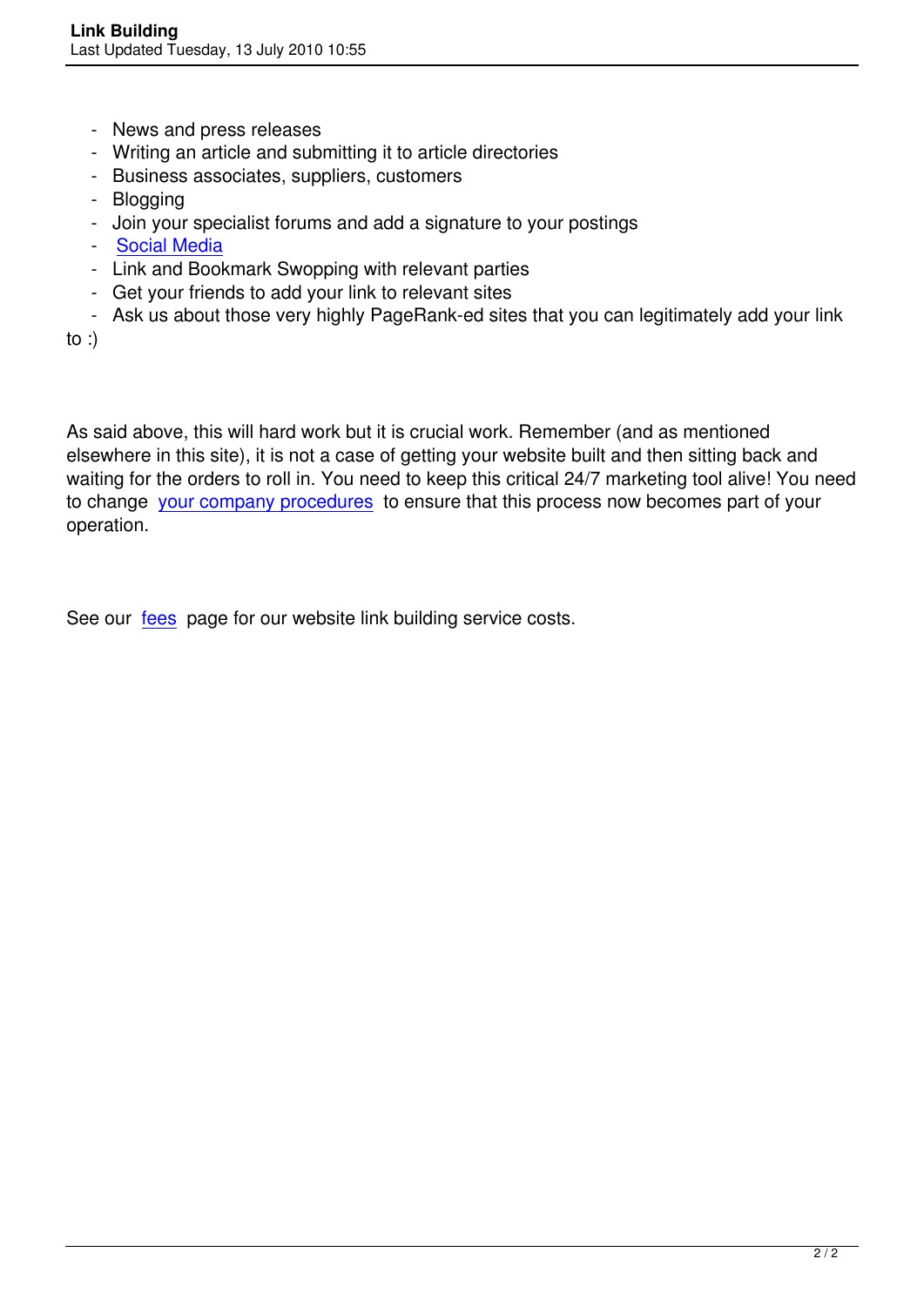- News and press releases
- Writing an article and submitting it to article directories
- Business associates, suppliers, customers
- Blogging
- Join your specialist forums and add a signature to your postings
- Social Media
- Link and Bookmark Swopping with relevant parties
- Get your friends to add your link to relevant sites
- Ask us about those very highly PageRank-ed sites that you can legitimately add your link to :)

As said above, this will hard work but it is crucial work. Remember (and as mentioned elsewhere in this site), it is not a case of getting your website built and then sitting back and waiting for the orders to roll in. You need to keep this critical 24/7 marketing tool alive! You need to change your company procedures to ensure that this process now becomes part of your operation.

See our fees page for our website link building service costs.